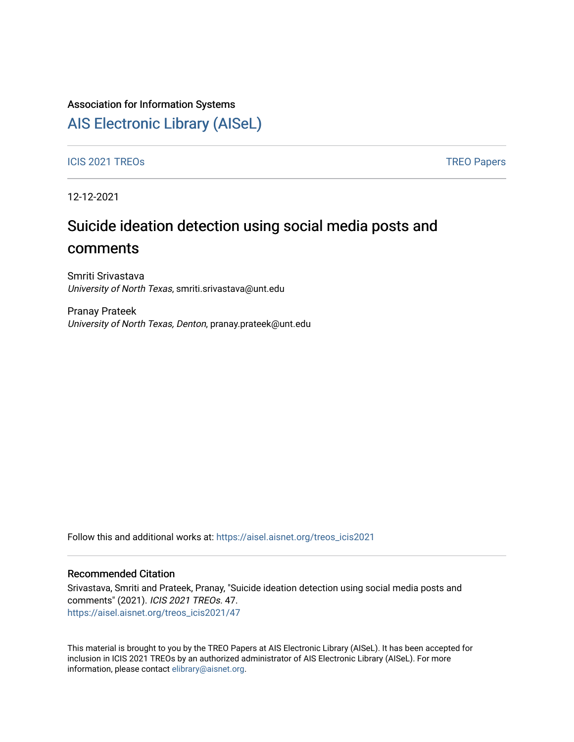Association for Information Systems

# AIS Electronic Library (AISeL)

ICIS 2021 TREOs

TREO Papers

12-12-2021

# Suicide ideation detection using social media posts and comments

Smriti Srivastava
*University of North Texas*, smriti.srivastava@unt.edu

Pranay Prateek
*University of North Texas, Denton*, pranay.prateek@unt.edu

Follow this and additional works at: https://aisel.aisnet.org/treos_icis2021

## Recommended Citation

Srivastava, Smriti and Prateek, Pranay, "Suicide ideation detection using social media posts and comments" (2021). *ICIS 2021 TREOs*. 47.
https://aisel.aisnet.org/treos_icis2021/47

This material is brought to you by the TREO Papers at AIS Electronic Library (AISeL). It has been accepted for inclusion in ICIS 2021 TREOs by an authorized administrator of AIS Electronic Library (AISeL). For more information, please contact elibrary@aisnet.org.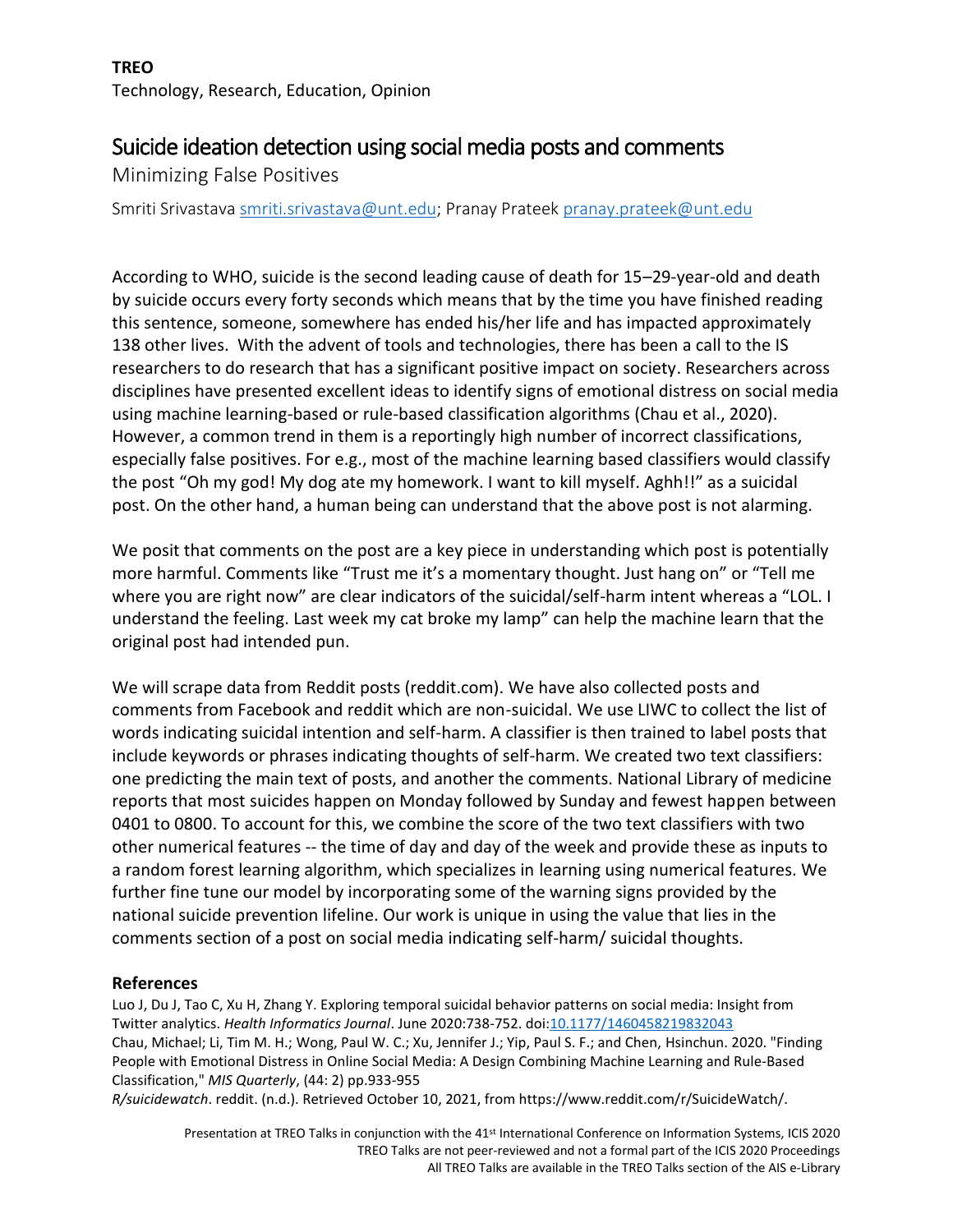**TREO**
Technology, Research, Education, Opinion

# Suicide ideation detection using social media posts and comments

## Minimizing False Positives

Smriti Srivastava smriti.srivastava@unt.edu; Pranay Prateek pranay.prateek@unt.edu

According to WHO, suicide is the second leading cause of death for 15–29-year-old and death by suicide occurs every forty seconds which means that by the time you have finished reading this sentence, someone, somewhere has ended his/her life and has impacted approximately 138 other lives. With the advent of tools and technologies, there has been a call to the IS researchers to do research that has a significant positive impact on society. Researchers across disciplines have presented excellent ideas to identify signs of emotional distress on social media using machine learning-based or rule-based classification algorithms (Chau et al., 2020). However, a common trend in them is a reportingly high number of incorrect classifications, especially false positives. For e.g., most of the machine learning based classifiers would classify the post "Oh my god! My dog ate my homework. I want to kill myself. Aghh!!" as a suicidal post. On the other hand, a human being can understand that the above post is not alarming.

We posit that comments on the post are a key piece in understanding which post is potentially more harmful. Comments like "Trust me it's a momentary thought. Just hang on" or "Tell me where you are right now" are clear indicators of the suicidal/self-harm intent whereas a "LOL. I understand the feeling. Last week my cat broke my lamp" can help the machine learn that the original post had intended pun.

We will scrape data from Reddit posts (reddit.com). We have also collected posts and comments from Facebook and reddit which are non-suicidal. We use LIWC to collect the list of words indicating suicidal intention and self-harm. A classifier is then trained to label posts that include keywords or phrases indicating thoughts of self-harm. We created two text classifiers: one predicting the main text of posts, and another the comments. National Library of medicine reports that most suicides happen on Monday followed by Sunday and fewest happen between 0401 to 0800. To account for this, we combine the score of the two text classifiers with two other numerical features -- the time of day and day of the week and provide these as inputs to a random forest learning algorithm, which specializes in learning using numerical features. We further fine tune our model by incorporating some of the warning signs provided by the national suicide prevention lifeline. Our work is unique in using the value that lies in the comments section of a post on social media indicating self-harm/ suicidal thoughts.

### References

Luo J, Du J, Tao C, Xu H, Zhang Y. Exploring temporal suicidal behavior patterns on social media: Insight from Twitter analytics. *Health Informatics Journal*. June 2020:738-752. doi:10.1177/1460458219832043

Chau, Michael; Li, Tim M. H.; Wong, Paul W. C.; Xu, Jennifer J.; Yip, Paul S. F.; and Chen, Hsinchun. 2020. "Finding People with Emotional Distress in Online Social Media: A Design Combining Machine Learning and Rule-Based Classification," *MIS Quarterly*, (44: 2) pp.933-955

*R/suicidewatch*. reddit. (n.d.). Retrieved October 10, 2021, from https://www.reddit.com/r/SuicideWatch/.

Presentation at TREO Talks in conjunction with the 41st International Conference on Information Systems, ICIS 2020
TREO Talks are not peer-reviewed and not a formal part of the ICIS 2020 Proceedings
All TREO Talks are available in the TREO Talks section of the AIS e-Library